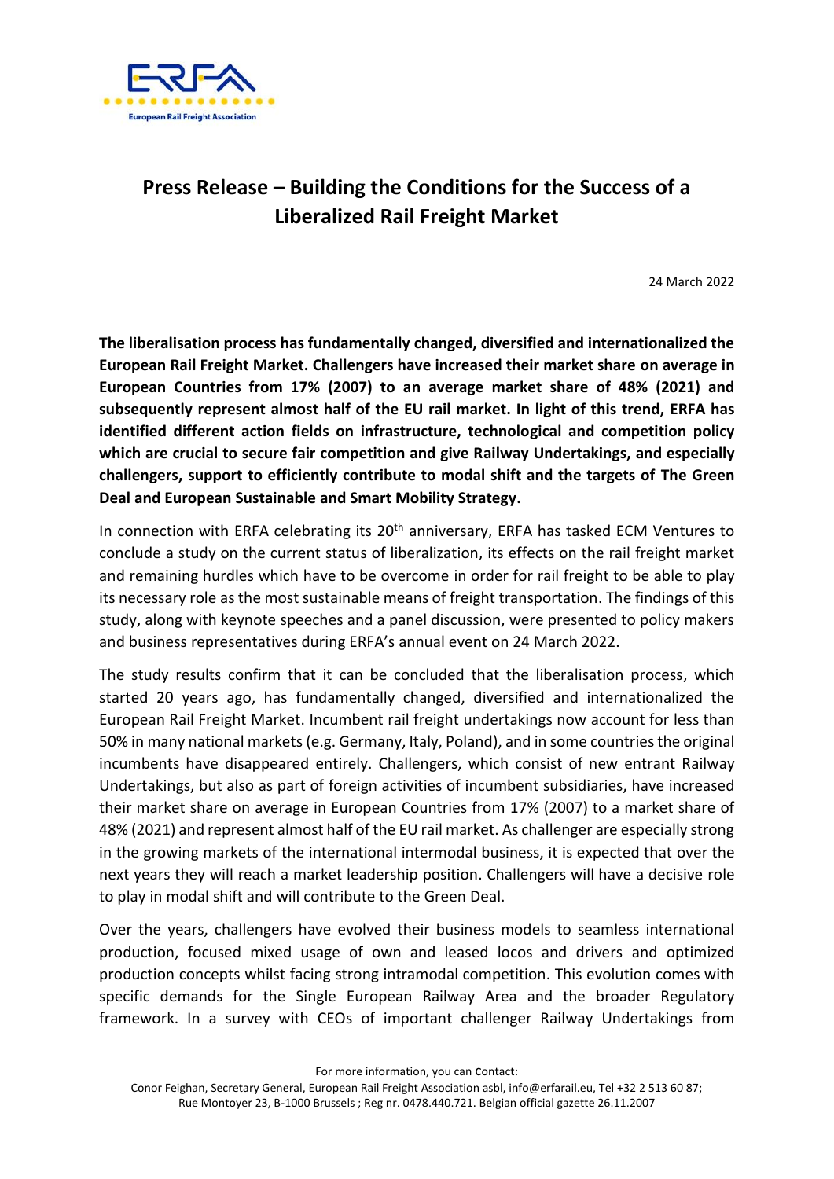# Press Release – Building the Conditions for the Success of a Liberalized Rail Freight Market

24 March 2022

**The liberalisation process has fundamentally changed, diversified and internationalized the European Rail Freight Market. Challengers have increased their market share on average in European Countries from 17% (2007) to an average market share of 48% (2021) and subsequently represent almost half of the EU rail market. In light of this trend, ERFA has identified different action fields on infrastructure, technological and competition policy which are crucial to secure fair competition and give Railway Undertakings, and especially challengers, support to efficiently contribute to modal shift and the targets of The Green Deal and European Sustainable and Smart Mobility Strategy.**

In connection with ERFA celebrating its 20th anniversary, ERFA has tasked ECM Ventures to conclude a study on the current status of liberalization, its effects on the rail freight market and remaining hurdles which have to be overcome in order for rail freight to be able to play its necessary role as the most sustainable means of freight transportation. The findings of this study, along with keynote speeches and a panel discussion, were presented to policy makers and business representatives during ERFA's annual event on 24 March 2022.

The study results confirm that it can be concluded that the liberalisation process, which started 20 years ago, has fundamentally changed, diversified and internationalized the European Rail Freight Market. Incumbent rail freight undertakings now account for less than 50% in many national markets (e.g. Germany, Italy, Poland), and in some countries the original incumbents have disappeared entirely. Challengers, which consist of new entrant Railway Undertakings, but also as part of foreign activities of incumbent subsidiaries, have increased their market share on average in European Countries from 17% (2007) to a market share of 48% (2021) and represent almost half of the EU rail market. As challenger are especially strong in the growing markets of the international intermodal business, it is expected that over the next years they will reach a market leadership position. Challengers will have a decisive role to play in modal shift and will contribute to the Green Deal.

Over the years, challengers have evolved their business models to seamless international production, focused mixed usage of own and leased locos and drivers and optimized production concepts whilst facing strong intramodal competition. This evolution comes with specific demands for the Single European Railway Area and the broader Regulatory framework. In a survey with CEOs of important challenger Railway Undertakings from

For more information, you can contact:

Conor Feighan, Secretary General, European Rail Freight Association asbl, info@erfarail.eu, Tel +32 2 513 60 87; Rue Montoyer 23, B-1000 Brussels ; Reg nr. 0478.440.721. Belgian official gazette 26.11.2007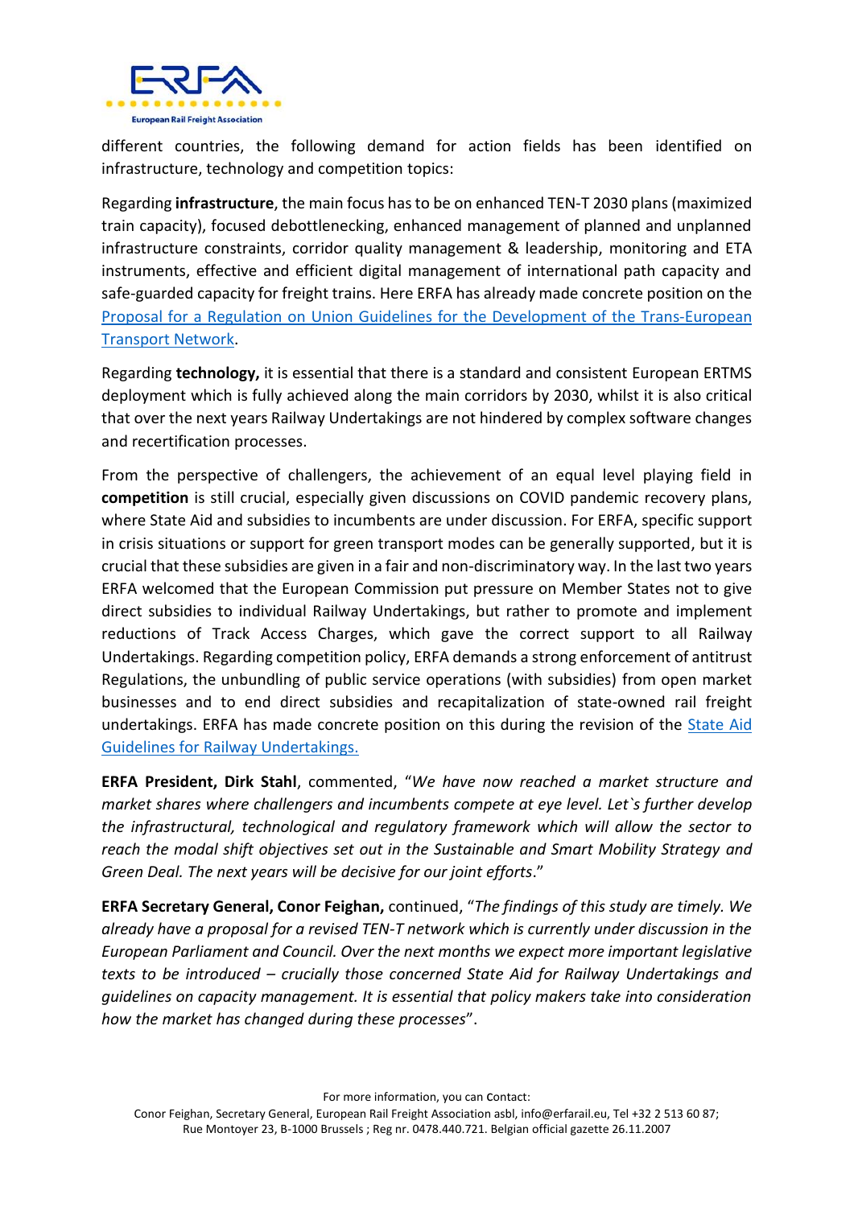different countries, the following demand for action fields has been identified on infrastructure, technology and competition topics:

Regarding **infrastructure**, the main focus has to be on enhanced TEN-T 2030 plans (maximized train capacity), focused debottlenecking, enhanced management of planned and unplanned infrastructure constraints, corridor quality management & leadership, monitoring and ETA instruments, effective and efficient digital management of international path capacity and safe-guarded capacity for freight trains. Here ERFA has already made concrete position on the Proposal for a Regulation on Union Guidelines for the Development of the Trans-European Transport Network.

Regarding **technology,** it is essential that there is a standard and consistent European ERTMS deployment which is fully achieved along the main corridors by 2030, whilst it is also critical that over the next years Railway Undertakings are not hindered by complex software changes and recertification processes.

From the perspective of challengers, the achievement of an equal level playing field in **competition** is still crucial, especially given discussions on COVID pandemic recovery plans, where State Aid and subsidies to incumbents are under discussion. For ERFA, specific support in crisis situations or support for green transport modes can be generally supported, but it is crucial that these subsidies are given in a fair and non-discriminatory way. In the last two years ERFA welcomed that the European Commission put pressure on Member States not to give direct subsidies to individual Railway Undertakings, but rather to promote and implement reductions of Track Access Charges, which gave the correct support to all Railway Undertakings. Regarding competition policy, ERFA demands a strong enforcement of antitrust Regulations, the unbundling of public service operations (with subsidies) from open market businesses and to end direct subsidies and recapitalization of state-owned rail freight undertakings. ERFA has made concrete position on this during the revision of the State Aid Guidelines for Railway Undertakings.

**ERFA President, Dirk Stahl**, commented, "*We have now reached a market structure and market shares where challengers and incumbents compete at eye level. Let`s further develop the infrastructural, technological and regulatory framework which will allow the sector to reach the modal shift objectives set out in the Sustainable and Smart Mobility Strategy and Green Deal. The next years will be decisive for our joint efforts*."

**ERFA Secretary General, Conor Feighan,** continued, "*The findings of this study are timely. We already have a proposal for a revised TEN-T network which is currently under discussion in the European Parliament and Council. Over the next months we expect more important legislative texts to be introduced – crucially those concerned State Aid for Railway Undertakings and guidelines on capacity management. It is essential that policy makers take into consideration how the market has changed during these processes*".

For more information, you can contact:

Conor Feighan, Secretary General, European Rail Freight Association asbl, info@erfarail.eu, Tel +32 2 513 60 87; Rue Montoyer 23, B-1000 Brussels ; Reg nr. 0478.440.721. Belgian official gazette 26.11.2007